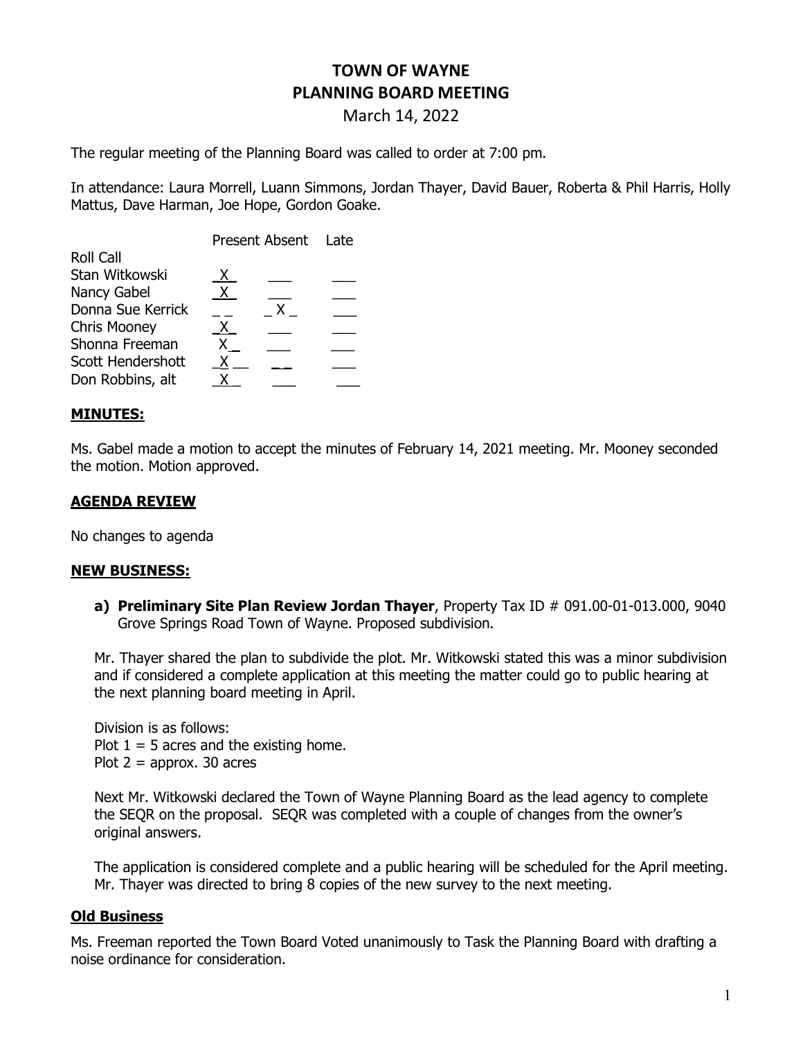# TOWN OF WAYNE
# PLANNING BOARD MEETING

March 14, 2022

The regular meeting of the Planning Board was called to order at 7:00 pm.

In attendance: Laura Morrell, Luann Simmons, Jordan Thayer, David Bauer, Roberta & Phil Harris, Holly Mattus, Dave Harman, Joe Hope, Gordon Goake.

| Roll Call | Present | Absent | Late |
|---|---|---|---|
| Stan Witkowski | X | | |
| Nancy Gabel | X | | |
| Donna Sue Kerrick | | X | |
| Chris Mooney | X | | |
| Shonna Freeman | X | | |
| Scott Hendershott | X | | |
| Don Robbins, alt | X | | |

## MINUTES:

Ms. Gabel made a motion to accept the minutes of February 14, 2021 meeting. Mr. Mooney seconded the motion. Motion approved.

## AGENDA REVIEW

No changes to agenda

## NEW BUSINESS:

**a) Preliminary Site Plan Review Jordan Thayer**, Property Tax ID # 091.00-01-013.000, 9040 Grove Springs Road Town of Wayne. Proposed subdivision.

Mr. Thayer shared the plan to subdivide the plot. Mr. Witkowski stated this was a minor subdivision and if considered a complete application at this meeting the matter could go to public hearing at the next planning board meeting in April.

Division is as follows:
Plot 1 = 5 acres and the existing home.
Plot 2 = approx. 30 acres

Next Mr. Witkowski declared the Town of Wayne Planning Board as the lead agency to complete the SEQR on the proposal. SEQR was completed with a couple of changes from the owner's original answers.

The application is considered complete and a public hearing will be scheduled for the April meeting. Mr. Thayer was directed to bring 8 copies of the new survey to the next meeting.

## Old Business

Ms. Freeman reported the Town Board Voted unanimously to Task the Planning Board with drafting a noise ordinance for consideration.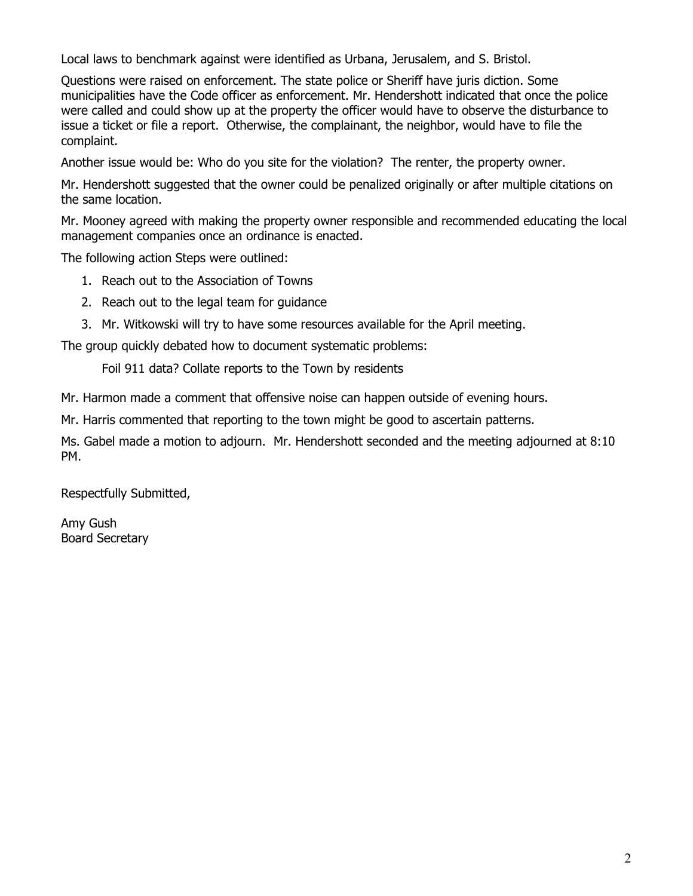Local laws to benchmark against were identified as Urbana, Jerusalem, and S. Bristol.

Questions were raised on enforcement. The state police or Sheriff have juris diction. Some municipalities have the Code officer as enforcement. Mr. Hendershott indicated that once the police were called and could show up at the property the officer would have to observe the disturbance to issue a ticket or file a report. Otherwise, the complainant, the neighbor, would have to file the complaint.

Another issue would be: Who do you site for the violation? The renter, the property owner.

Mr. Hendershott suggested that the owner could be penalized originally or after multiple citations on the same location.

Mr. Mooney agreed with making the property owner responsible and recommended educating the local management companies once an ordinance is enacted.

The following action Steps were outlined:

1. Reach out to the Association of Towns
2. Reach out to the legal team for guidance
3. Mr. Witkowski will try to have some resources available for the April meeting.

The group quickly debated how to document systematic problems:

Foil 911 data? Collate reports to the Town by residents

Mr. Harmon made a comment that offensive noise can happen outside of evening hours.

Mr. Harris commented that reporting to the town might be good to ascertain patterns.

Ms. Gabel made a motion to adjourn. Mr. Hendershott seconded and the meeting adjourned at 8:10 PM.

Respectfully Submitted,

Amy Gush
Board Secretary